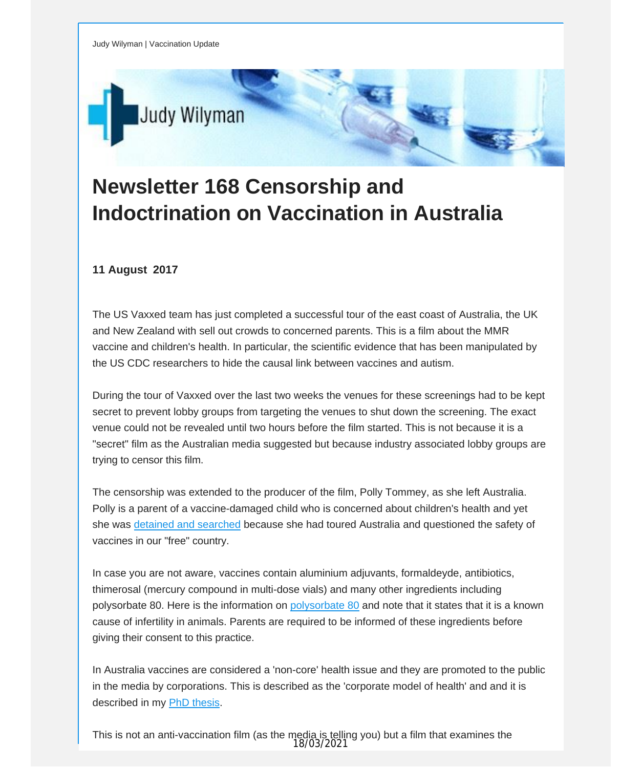Judy Wilyman | Vaccination Update

# Newsletter 168 Censorship and Indoctrination on Vaccination in Australia

**11 August 2017**

The US Vaxxed team has just completed a successful tour of the east coast of Australia, the UK and New Zealand with sell out crowds to concerned parents. This is a film about the MMR vaccine and children's health. In particular, the scientific evidence that has been manipulated by the US CDC researchers to hide the causal link between vaccines and autism.

During the tour of Vaxxed over the last two weeks the venues for these screenings had to be kept secret to prevent lobby groups from targeting the venues to shut down the screening. The exact venue could not be revealed until two hours before the film started. This is not because it is a "secret" film as the Australian media suggested but because industry associated lobby groups are trying to censor this film.

The censorship was extended to the producer of the film, Polly Tommey, as she left Australia. Polly is a parent of a vaccine-damaged child who is concerned about children's health and yet she was detained and searched because she had toured Australia and questioned the safety of vaccines in our "free" country.

In case you are not aware, vaccines contain aluminium adjuvants, formaldeyde, antibiotics, thimerosal (mercury compound in multi-dose vials) and many other ingredients including polysorbate 80. Here is the information on polysorbate 80 and note that it states that it is a known cause of infertility in animals. Parents are required to be informed of these ingredients before giving their consent to this practice.

In Australia vaccines are considered a 'non-core' health issue and they are promoted to the public in the media by corporations. This is described as the 'corporate model of health' and and it is described in my PhD thesis.

This is not an anti-vaccination film (as the media is telling you) but a film that examines the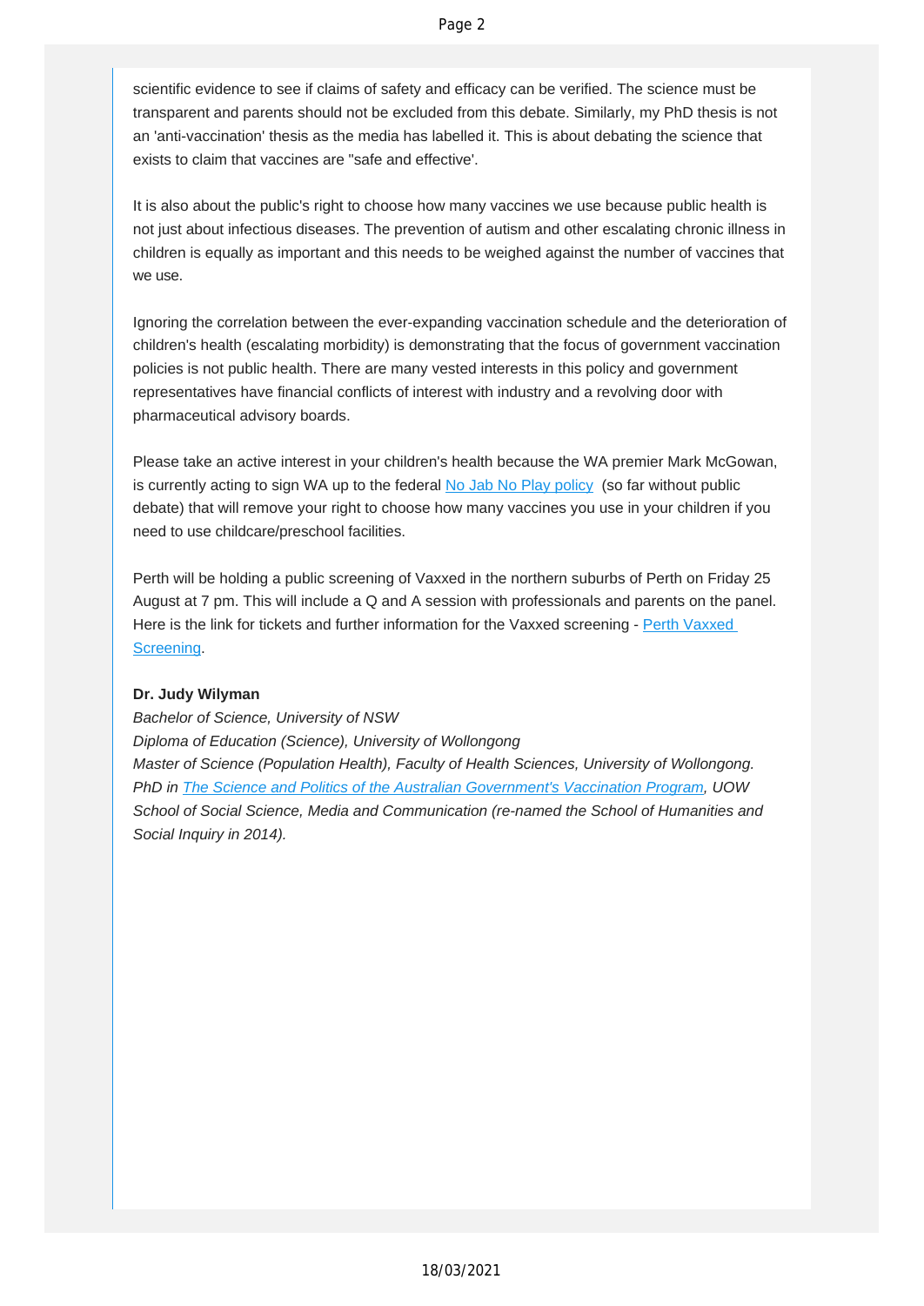scientific evidence to see if claims of safety and efficacy can be verified. The science must be transparent and parents should not be excluded from this debate. Similarly, my PhD thesis is not an 'anti-vaccination' thesis as the media has labelled it. This is about debating the science that exists to claim that vaccines are "safe and effective'.

It is also about the public's right to choose how many vaccines we use because public health is not just about infectious diseases. The prevention of autism and other escalating chronic illness in children is equally as important and this needs to be weighed against the number of vaccines that we use.

Ignoring the correlation between the ever-expanding vaccination schedule and the deterioration of children's health (escalating morbidity) is demonstrating that the focus of government vaccination policies is not public health. There are many vested interests in this policy and government representatives have financial conflicts of interest with industry and a revolving door with pharmaceutical advisory boards.

Please take an active interest in your children's health because the WA premier Mark McGowan, is currently acting to sign WA up to the federal No Jab No Play policy (so far without public debate) that will remove your right to choose how many vaccines you use in your children if you need to use childcare/preschool facilities.

Perth will be holding a public screening of Vaxxed in the northern suburbs of Perth on Friday 25 August at 7 pm. This will include a Q and A session with professionals and parents on the panel. Here is the link for tickets and further information for the Vaxxed screening - Perth Vaxxed Screening.

**Dr. Judy Wilyman**
*Bachelor of Science, University of NSW*
*Diploma of Education (Science), University of Wollongong*
*Master of Science (Population Health), Faculty of Health Sciences, University of Wollongong.*
*PhD in The Science and Politics of the Australian Government's Vaccination Program, UOW School of Social Science, Media and Communication (re-named the School of Humanities and Social Inquiry in 2014).*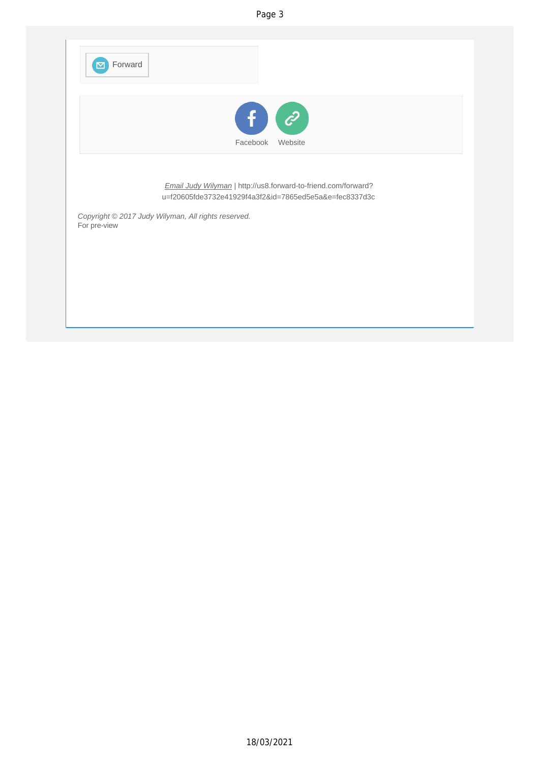Forward

Facebook Website

*Email Judy Wilyman* | http://us8.forward-to-friend.com/forward?u=f20605fde3732e41929f4a3f2&id=7865ed5e5a&e=fec8337d3c

*Copyright © 2017 Judy Wilyman, All rights reserved.*
For pre-view